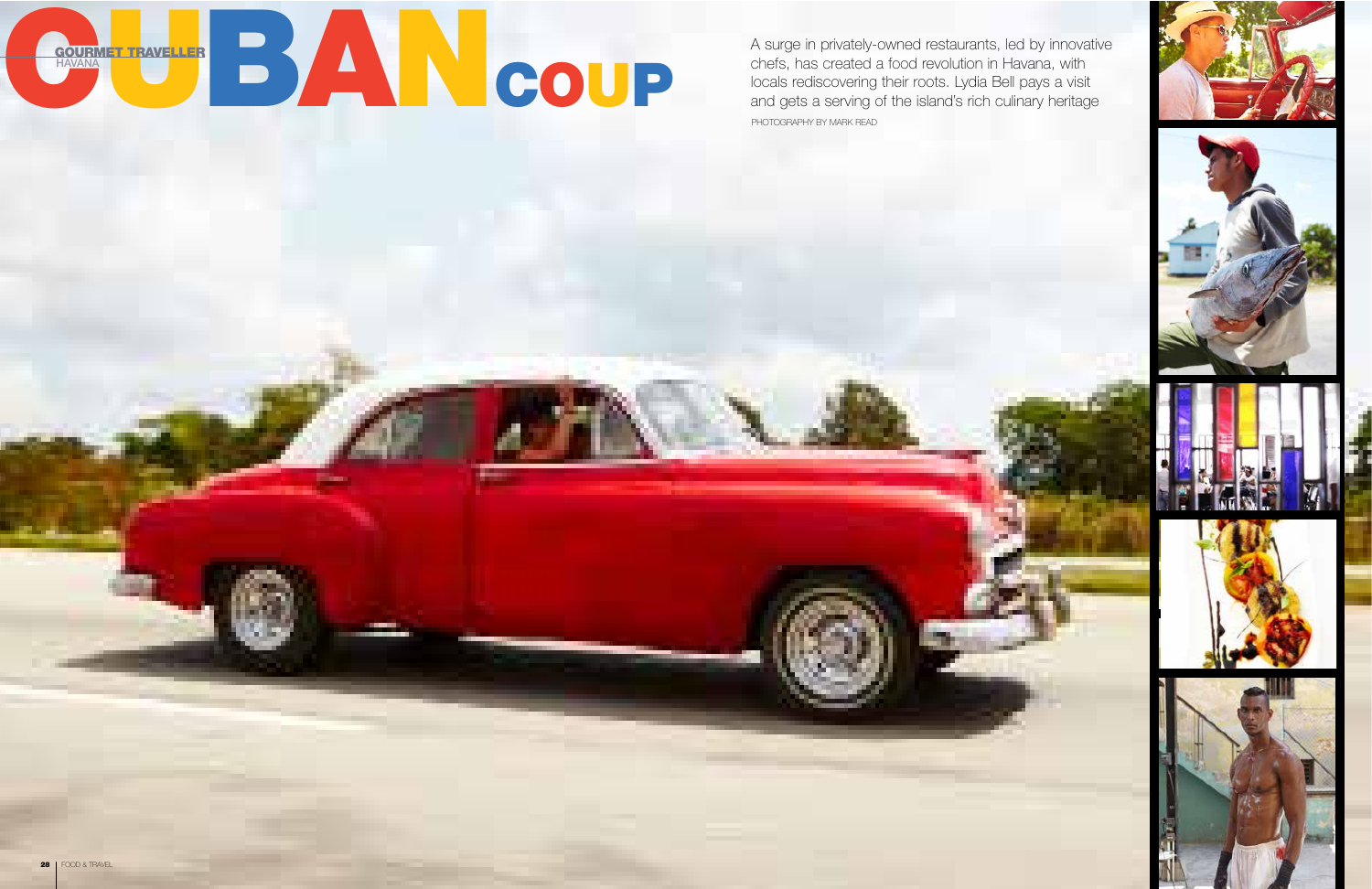GOURMET TRAVELLER
HAVANA

# CUBAN COUP

A surge in privately-owned restaurants, led by innovative chefs, has created a food revolution in Havana, with locals rediscovering their roots. Lydia Bell pays a visit and gets a serving of the island's rich culinary heritage

PHOTOGRAPHY BY MARK READ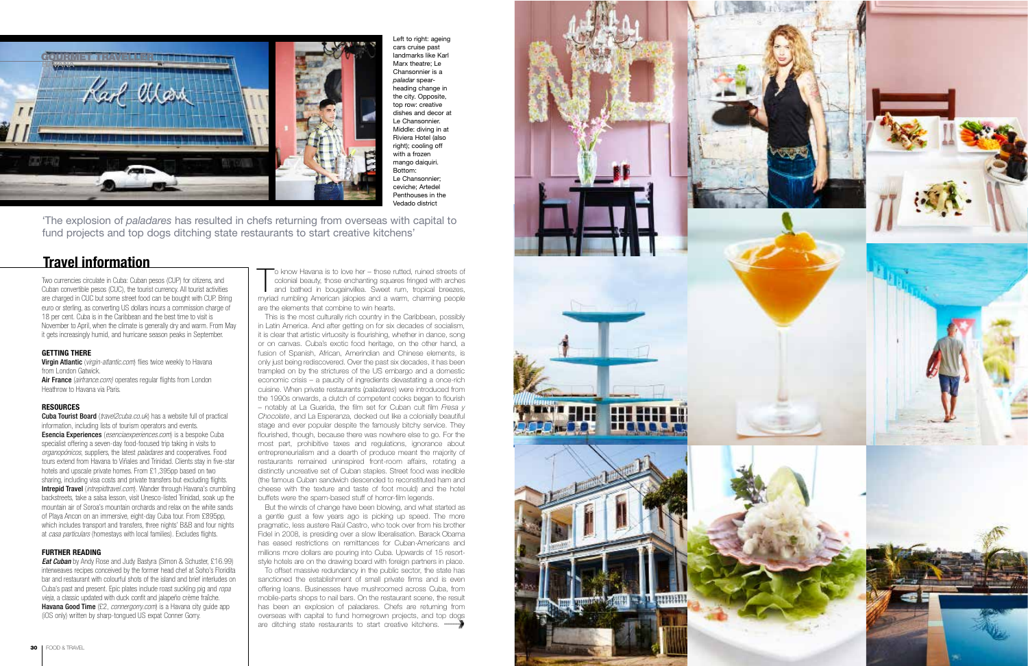Left to right: ageing cars cruise past landmarks like Karl Marx theatre; Le Chansonnier is a *paladar* spear-heading change in the city. Opposite, top row: creative dishes and decor at Le Chansonnier. Middle: diving in at Riviera Hotel (also right); cooling off with a frozen mango daiquiri. Bottom: Le Chansonnier; ceviche; Artedel Penthouses in the Vedado district

'The explosion of *paladares* has resulted in chefs returning from overseas with capital to fund projects and top dogs ditching state restaurants to start creative kitchens'

To know Havana is to love her – those rutted, ruined streets of colonial beauty, those enchanting squares fringed with arches and bathed in bougainvillea. Sweet rum, tropical breezes, myriad rumbling American jalopies and a warm, charming people are the elements that combine to win hearts.

This is the most culturally rich country in the Caribbean, possibly in Latin America. And after getting on for six decades of socialism, it is clear that artistic virtuosity is flourishing, whether in dance, song or on canvas. Cuba's exotic food heritage, on the other hand, a fusion of Spanish, African, Amerindian and Chinese elements, is only just being rediscovered. Over the past six decades, it has been trampled on by the strictures of the US embargo and a domestic economic crisis – a paucity of ingredients devastating a once-rich cuisine. When private restaurants (*paladares*) were introduced from the 1990s onwards, a clutch of competent cooks began to flourish – notably at La Guarida, the film set for Cuban cult film *Fresa y Chocolate*, and La Esperanza, decked out like a colonially beautiful stage and ever popular despite the famously bitchy service. They flourished, though, because there was nowhere else to go. For the most part, prohibitive taxes and regulations, ignorance about entrepreneurialism and a dearth of produce meant the majority of restaurants remained uninspired front-room affairs, rotating a distinctly uncreative set of Cuban staples. Street food was inedible (the famous Cuban sandwich descended to reconstituted ham and cheese with the texture and taste of foot mould) and the hotel buffets were the spam-based stuff of horror-film legends.

But the winds of change have been blowing, and what started as a gentle gust a few years ago is picking up speed. The more pragmatic, less austere Raúl Castro, who took over from his brother Fidel in 2008, is presiding over a slow liberalisation. Barack Obama has eased restrictions on remittances for Cuban-Americans and millions more dollars are pouring into Cuba. Upwards of 15 resort-style hotels are on the drawing board with foreign partners in place.

To offset massive redundancy in the public sector, the state has sanctioned the establishment of small private firms and is even offering loans. Businesses have mushroomed across Cuba, from mobile-parts shops to nail bars. On the restaurant scene, the result has been an explosion of paladares. Chefs are returning from overseas with capital to fund homegrown projects, and top dogs are ditching state restaurants to start creative kitchens.

## Travel information

Two currencies circulate in Cuba: Cuban pesos (CUP) for citizens, and Cuban convertible pesos (CUC), the tourist currency. All tourist activities are charged in CUC but some street food can be bought with CUP. Bring euro or sterling, as converting US dollars incurs a commission charge of 18 per cent. Cuba is in the Caribbean and the best time to visit is November to April, when the climate is generally dry and warm. From May it gets increasingly humid, and hurricane season peaks in September.

### GETTING THERE

**Virgin Atlantic** (*virgin-atlantic.com*) flies twice weekly to Havana from London Gatwick.

**Air France** (*airfrance.com*) operates regular flights from London Heathrow to Havana via Paris.

### RESOURCES

**Cuba Tourist Board** (*travel2cuba.co.uk*) has a website full of practical information, including lists of tourism operators and events.

**Esencia Experiences** (*esenciaexperiences.com*) is a bespoke Cuba specialist offering a seven-day food-focused trip taking in visits to *organopónicos*, suppliers, the latest *paladares* and cooperatives. Food tours extend from Havana to Viñales and Trinidad. Clients stay in five-star hotels and upscale private homes. From £1,395pp based on two sharing, including visa costs and private transfers but excluding flights.

**Intrepid Travel** (*intrepidtravel.com*). Wander through Havana's crumbling backstreets, take a salsa lesson, visit Unesco-listed Trinidad, soak up the mountain air of Soroa's mountain orchards and relax on the white sands of Playa Ancon on an immersive, eight-day Cuba tour. From £895pp, which includes transport and transfers, three nights' B&B and four nights at *casa particulars* (homestays with local families). Excludes flights.

### FURTHER READING

***Eat Cuban*** by Andy Rose and Judy Bastyra (Simon & Schuster, £16.99) interweaves recipes conceived by the former head chef at Soho's Floridita bar and restaurant with colourful shots of the island and brief interludes on Cuba's past and present. Epic plates include roast suckling pig and *ropa vieja*, a classic updated with duck confit and jalapeño crème fraîche.

**Havana Good Time** (£2, *connergorry.com*) is a Havana city guide app (iOS only) written by sharp-tongued US expat Conner Gorry.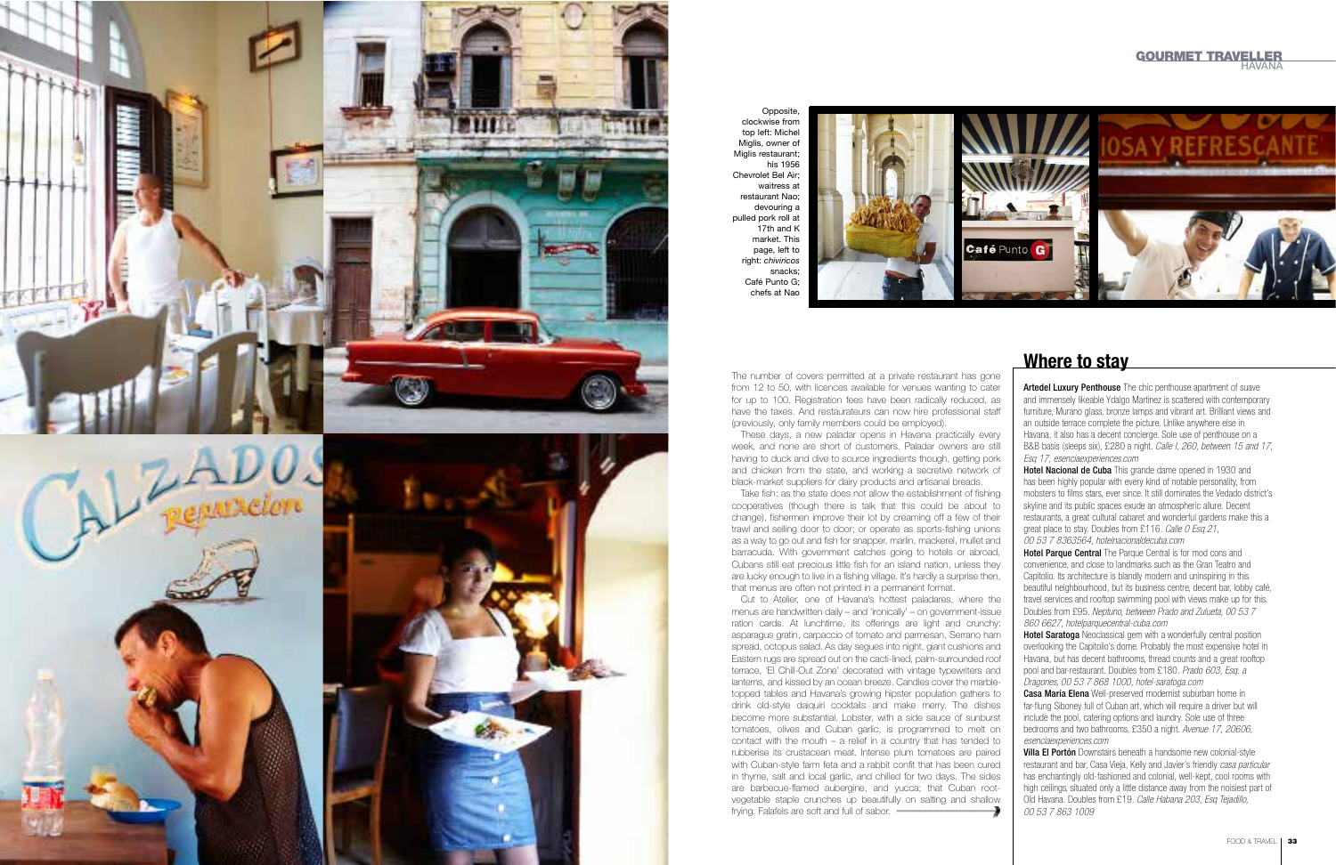Opposite, clockwise from top left: Michel Miglis, owner of Miglis restaurant; his 1956 Chevrolet Bel Air; waitress at restaurant Nao; devouring a pulled pork roll at 17th and K market. This page, left to right: *chivircos* snacks; Café Punto G; chefs at Nao

The number of covers permitted at a private restaurant has gone from 12 to 50, with licences available for venues wanting to cater for up to 100. Registration fees have been radically reduced, as have the taxes. And restaurateurs can now hire professional staff (previously, only family members could be employed).

These days, a new paladar opens in Havana practically every week, and none are short of customers. Paladar owners are still having to duck and dive to source ingredients though, getting pork and chicken from the state, and working a secretive network of black-market suppliers for dairy products and artisanal breads.

Take fish: as the state does not allow the establishment of fishing cooperatives (though there is talk that this could be about to change), fishermen improve their lot by creaming off a few of their trawl and selling door to door; or operate as sports-fishing unions as a way to go out and fish for snapper, marlin, mackerel, mullet and barracuda. With government catches going to hotels or abroad, Cubans still eat precious little fish for an island nation, unless they are lucky enough to live in a fishing village. It's hardly a surprise then, that menus are often not printed in a permanent format.

Cut to Atelier, one of Havana's hottest paladares, where the menus are handwritten daily – and 'ironically' – on government-issue ration cards. At lunchtime, its offerings are light and crunchy: asparagus gratin, carpaccio of tomato and parmesan, Serrano ham spread, octopus salad. As day segues into night, giant cushions and Eastern rugs are spread out on the cacti-lined, palm-surrounded roof terrace, 'El Chill-Out Zone' decorated with vintage typewriters and lanterns, and kissed by an ocean breeze. Candles cover the marble-topped tables and Havana's growing hipster population gathers to drink old-style daiquiri cocktails and make merry. The dishes become more substantial. Lobster, with a side sauce of sunburst tomatoes, olives and Cuban garlic, is programmed to melt on contact with the mouth – a relief in a country that has tended to rubberise its crustacean meat. Intense plum tomatoes are paired with Cuban-style farm feta and a rabbit confit that has been cured in thyme, salt and local garlic, and chilled for two days. The sides are barbecue-flamed aubergine, and yucca; that Cuban root-vegetable staple crunches up beautifully on salting and shallow frying. Falafels are soft and full of sabor.

## Where to stay

**Artedel Luxury Penthouse** The chic penthouse apartment of suave and immensely likeable Ydalgo Martinez is scattered with contemporary furniture, Murano glass, bronze lamps and vibrant art. Brilliant views and an outside terrace complete the picture. Unlike anywhere else in Havana, it also has a decent concierge. Sole use of penthouse on a B&B basis (sleeps six), £280 a night. *Calle I, 260, between 15 and 17, Esq 17, esenciaexperiences.com*

**Hotel Nacional de Cuba** This grande dame opened in 1930 and has been highly popular with every kind of notable personality, from mobsters to films stars, ever since. It still dominates the Vedado district's skyline and its public spaces exude an atmospheric allure. Decent restaurants, a great cultural cabaret and wonderful gardens make this a great place to stay. Doubles from £116. *Calle O Esq 21, 00 53 7 8363564, hotelnacionaldecuba.com*

**Hotel Parque Central** The Parque Central is for mod cons and convenience, and close to landmarks such as the Gran Teatro and Capitolio. Its architecture is blandly modern and uninspiring in this beautiful neighbourhood, but its business centre, decent bar, lobby café, travel services and rooftop swimming pool with views make up for this. Doubles from £95. *Neptuno, between Prado and Zulueta, 00 53 7 860 6627, hotelparquecentral-cuba.com*

**Hotel Saratoga** Neoclassical gem with a wonderfully central position overlooking the Capitolio's dome. Probably the most expensive hotel in Havana, but has decent bathrooms, thread counts and a great rooftop pool and bar-restaurant. Doubles from £180. *Prado 603, Esq. a Dragones, 00 53 7 868 1000, hotel-saratoga.com*

**Casa María Elena** Well-preserved modernist suburban home in far-flung Siboney full of Cuban art, which will require a driver but will include the pool, catering options and laundry. Sole use of three bedrooms and two bathrooms, £350 a night. *Avenue 17, 20606, esenciaexperiences.com*

**Villa El Portón** Downstairs beneath a handsome new colonial-style restaurant and bar, Casa Vieja, Kelly and Javier's friendly *casa particular* has enchantingly old-fashioned and colonial, well-kept, cool rooms with high ceilings, situated only a little distance away from the noisiest part of Old Havana. Doubles from £19. *Calle Habana 203, Esq Tejadillo, 00 53 7 863 1009*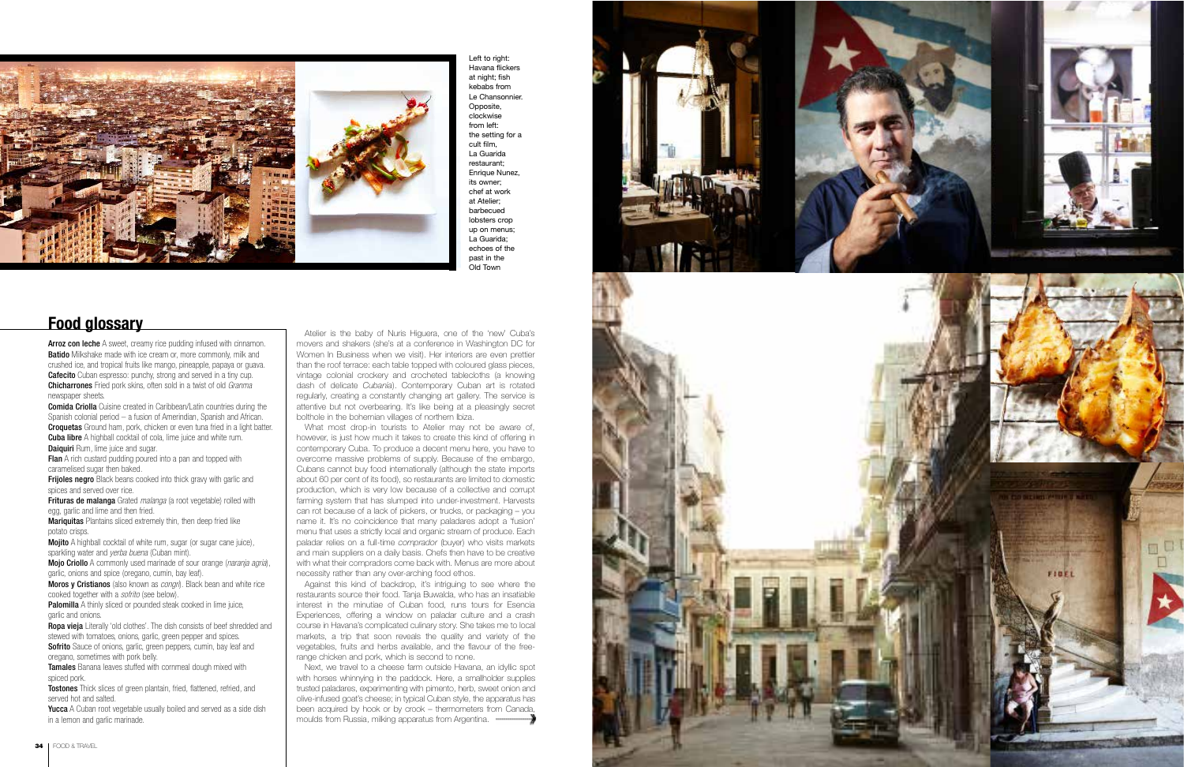Left to right: Havana flickers at night; fish kebabs from Le Chansonnier. Opposite, clockwise from left: the setting for a cult film, La Guarida restaurant; Enrique Nunez, its owner; chef at work at Atelier; barbecued lobsters crop up on menus; La Guarida; echoes of the past in the Old Town

## Food glossary

**Arroz con leche** A sweet, creamy rice pudding infused with cinnamon.
**Batido** Milkshake made with ice cream or, more commonly, milk and crushed ice, and tropical fruits like mango, pineapple, papaya or guava.
**Cafecito** Cuban espresso: punchy, strong and served in a tiny cup.
**Chicharrones** Fried pork skins, often sold in a twist of old *Granma* newspaper sheets.
**Comida Criolla** Cuisine created in Caribbean/Latin countries during the Spanish colonial period – a fusion of Amerindian, Spanish and African.
**Croquetas** Ground ham, pork, chicken or even tuna fried in a light batter.
**Cuba libre** A highball cocktail of cola, lime juice and white rum.
**Daiquiri** Rum, lime juice and sugar.
**Flan** A rich custard pudding poured into a pan and topped with caramelised sugar then baked.
**Frijoles negro** Black beans cooked into thick gravy with garlic and spices and served over rice.
**Frituras de malanga** Grated *malanga* (a root vegetable) rolled with egg, garlic and lime and then fried.
**Mariquitas** Plantains sliced extremely thin, then deep fried like potato crisps.
**Mojito** A highball cocktail of white rum, sugar (or sugar cane juice), sparkling water and *yerba buena* (Cuban mint).
**Mojo Criollo** A commonly used marinade of sour orange (*naranja agria*), garlic, onions and spice (oregano, cumin, bay leaf).
**Moros y Cristianos** (also known as *congri*). Black bean and white rice cooked together with a *sofrito* (see below).
**Palomilla** A thinly sliced or pounded steak cooked in lime juice, garlic and onions.
**Ropa vieja** Literally 'old clothes'. The dish consists of beef shredded and stewed with tomatoes, onions, garlic, green pepper and spices.
**Sofrito** Sauce of onions, garlic, green peppers, cumin, bay leaf and oregano, sometimes with pork belly.
**Tamales** Banana leaves stuffed with cornmeal dough mixed with spiced pork.
**Tostones** Thick slices of green plantain, fried, flattened, refried, and served hot and salted.
**Yucca** A Cuban root vegetable usually boiled and served as a side dish in a lemon and garlic marinade.

Atelier is the baby of Nuris Higuera, one of the 'new' Cuba's movers and shakers (she's at a conference in Washington DC for Women In Business when we visit). Her interiors are even prettier than the roof terrace: each table topped with coloured glass pieces, vintage colonial crockery and crocheted tablecloths (a knowing dash of delicate *Cubanía*). Contemporary Cuban art is rotated regularly, creating a constantly changing art gallery. The service is attentive but not overbearing. It's like being at a pleasingly secret bolthole in the bohemian villages of northern Ibiza.

What most drop-in tourists to Atelier may not be aware of, however, is just how much it takes to create this kind of offering in contemporary Cuba. To produce a decent menu here, you have to overcome massive problems of supply. Because of the embargo, Cubans cannot buy food internationally (although the state imports about 60 per cent of its food), so restaurants are limited to domestic production, which is very low because of a collective and corrupt farming system that has slumped into under-investment. Harvests can rot because of a lack of pickers, or trucks, or packaging – you name it. It's no coincidence that many paladares adopt a 'fusion' menu that uses a strictly local and organic stream of produce. Each paladar relies on a full-time *comprador* (buyer) who visits markets and main suppliers on a daily basis. Chefs then have to be creative with what their compradors come back with. Menus are more about necessity rather than any over-arching food ethos.

Against this kind of backdrop, it's intriguing to see where the restaurants source their food. Tanja Buwalda, who has an insatiable interest in the minutiae of Cuban food, runs tours for Esencia Experiences, offering a window on paladar culture and a crash course in Havana's complicated culinary story. She takes me to local markets, a trip that soon reveals the quality and variety of the vegetables, fruits and herbs available, and the flavour of the free-range chicken and pork, which is second to none.

Next, we travel to a cheese farm outside Havana, an idyllic spot with horses whinnying in the paddock. Here, a smallholder supplies trusted paladares, experimenting with pimento, herb, sweet onion and olive-infused goat's cheese; in typical Cuban style, the apparatus has been acquired by hook or by crook – thermometers from Canada, moulds from Russia, milking apparatus from Argentina.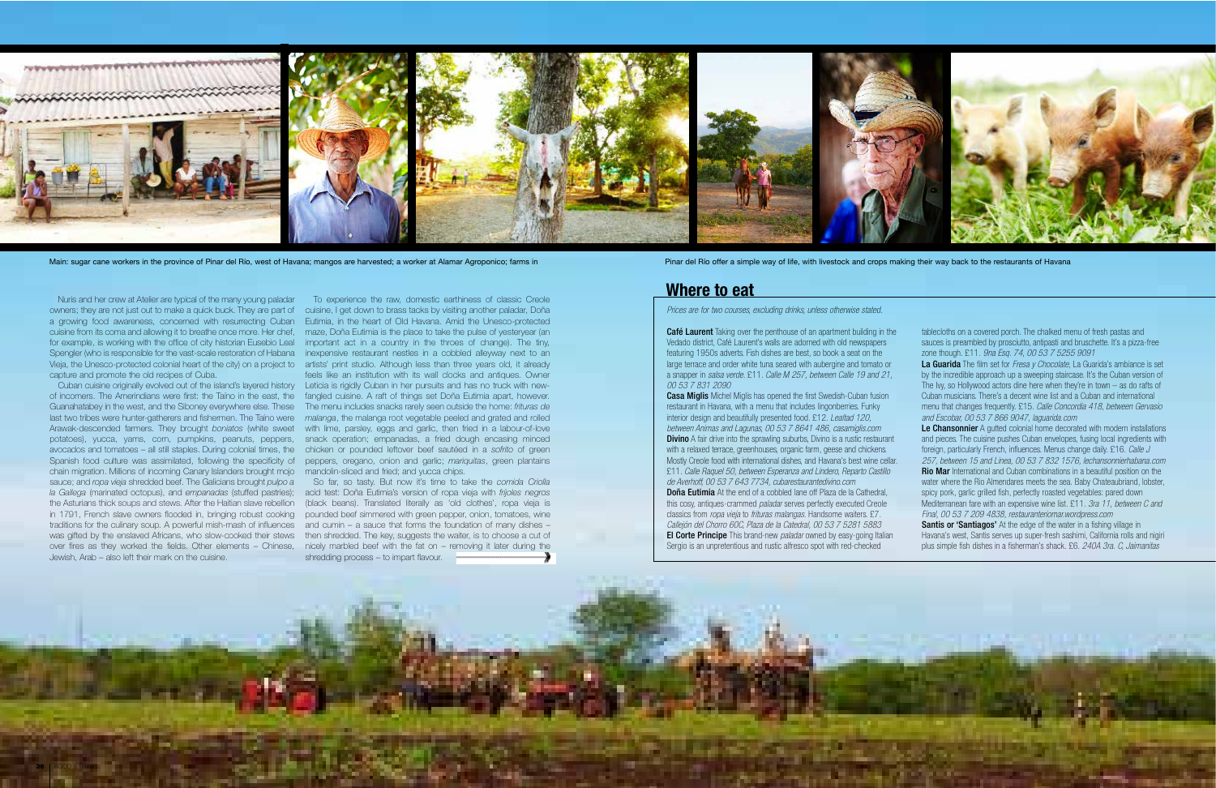Main: sugar cane workers in the province of Pinar del Río, west of Havana; mangos are harvested; a worker at Alamar Agroponico; farms in Pinar del Río offer a simple way of life, with livestock and crops making their way back to the restaurants of Havana

Nuris and her crew at Atelier are typical of the many young paladar owners; they are not just out to make a quick buck. They are part of a growing food awareness, concerned with resurrecting Cuban cuisine from its coma and allowing it to breathe once more. Her chef, for example, is working with the office of city historian Eusebio Leal Spengler (who is responsible for the vast-scale restoration of Habana Vieja, the Unesco-protected colonial heart of the city) on a project to capture and promote the old recipes of Cuba.

Cuban cuisine originally evolved out of the island's layered history of incomers. The Amerindians were first: the Taíno in the east, the Guanahatabey in the west, and the Siboney everywhere else. These last two tribes were hunter-gatherers and fishermen. The Taíno were Arawak-descended farmers. They brought *boniatos* (white sweet potatoes), yucca, yams, corn, pumpkins, peanuts, peppers, avocados and tomatoes – all still staples. During colonial times, the Spanish food culture was assimilated, following the specificity of chain migration. Millions of incoming Canary Islanders brought mojo sauce; and *ropa vieja* shredded beef. The Galicians brought *pulpo a la Gallega* (marinated octopus), and *empanadas* (stuffed pastries); the Asturians thick soups and stews. After the Haitian slave rebellion in 1791, French slave owners flooded in, bringing robust cooking traditions for the culinary soup. A powerful mish-mash of influences was gifted by the enslaved Africans, who slow-cooked their stews over fires as they worked the fields. Other elements – Chinese, Jewish, Arab – also left their mark on the cuisine.

To experience the raw, domestic earthiness of classic Creole cuisine, I get down to brass tacks by visiting another paladar, Doña Eutimia, in the heart of Old Havana. Amid the Unesco-protected maze, Doña Eutimia is the place to take the pulse of yesteryear (an important act in a country in the throes of change). The tiny, inexpensive restaurant nestles in a cobbled alleyway next to an artists' print studio. Although less than three years old, it already feels like an institution with its wall clocks and antiques. Owner Leticia is rigidly Cuban in her pursuits and has no truck with new-fangled cuisine. A raft of things set Doña Eutimia apart, however. The menu includes snacks rarely seen outside the home: *frituras de malanga*, the malanga root vegetable peeled and grated and rolled with lime, parsley, eggs and garlic, then fried in a labour-of-love snack operation; empanadas, a fried dough encasing minced chicken or pounded leftover beef sautéed in a *sofrito* of green peppers, oregano, onion and garlic; *mariquitas*, green plantains mandolin-sliced and fried; and yucca chips.

So far, so tasty. But now it's time to take the *comida Criolla* acid test: Doña Eutimia's version of ropa vieja with *frijoles negros* (black beans). Translated literally as 'old clothes', ropa vieja is pounded beef simmered with green pepper, onion, tomatoes, wine and cumin – a sauce that forms the foundation of many dishes – then shredded. The key, suggests the waiter, is to choose a cut of nicely marbled beef with the fat on – removing it later during the shredding process – to impart flavour.

## Where to eat

*Prices are for two courses, excluding drinks, unless otherwise stated.*

**Café Laurent** Taking over the penthouse of an apartment building in the Vedado district, Café Laurent's walls are adorned with old newspapers featuring 1950s adverts. Fish dishes are best, so book a seat on the large terrace and order white tuna seared with aubergine and tomato or a snapper in *salsa verde*. £11. *Calle M 257, between Calle 19 and 21, 00 53 7 831 2090*

**Casa Miglis** Michel Miglis has opened the first Swedish-Cuban fusion restaurant in Havana, with a menu that includes lingonberries. Funky interior design and beautifully presented food. £12. *Lealtad 120, between Animas and Lagunas, 00 53 7 8641 486, casamiglis.com*

**Divino** A fair drive into the sprawling suburbs, Divino is a rustic restaurant with a relaxed terrace, greenhouses, organic farm, geese and chickens. Mostly Creole food with international dishes, and Havana's best wine cellar. £11. *Calle Raquel 50, between Esperanza and Lindero, Reparto Castillo de Averhoff, 00 53 7 643 7734, cubarestaurantedivino.com*

**Doña Eutimia** At the end of a cobbled lane off Plaza de la Cathedral, this cosy, antiques-crammed *paladar* serves perfectly executed Creole classics from *ropa vieja* to *frituras malangas*. Handsome waiters. £7. *Callejón del Chorro 60C, Plaza de la Catedral, 00 53 7 5281 5883*

**El Corte Principe** This brand-new *paladar* owned by easy-going Italian Sergio is an unpretentious and rustic alfresco spot with red-checked tablecloths on a covered porch. The chalked menu of fresh pastas and sauces is preambled by prosciutto, antipasti and bruschette. It's a pizza-free zone though. £11. *9na Esq. 74, 00 53 7 5255 9091*

**La Guarida** The film set for *Fresa y Chocolate*, La Guarida's ambiance is set by the incredible approach up a sweeping staircase. It's the Cuban version of The Ivy, so Hollywood actors dine here when they're in town – as do rafts of Cuban musicians. There's a decent wine list and a Cuban and international menu that changes frequently. £15. *Calle Concordia 418, between Gervasio and Escobar, 00 53 7 866 9047, laguarida.com*

**Le Chansonnier** A gutted colonial home decorated with modern installations and pieces. The cuisine pushes Cuban envelopes, fusing local ingredients with foreign, particularly French, influences. Menus change daily. £16. *Calle J 257, between 15 and Linea, 00 53 7 832 1576, lechansonnierhabana.com*

**Rio Mar** International and Cuban combinations in a beautiful position on the water where the Rio Almendares meets the sea. Baby Chateaubriand, lobster, spicy pork, garlic grilled fish, perfectly roasted vegetables: pared down Mediterranean fare with an expensive wine list. £11. *3ra 11, between C and Final, 00 53 7 209 4838, restauranteriomar.wordpress.com*

**Santis or 'Santiagos'** At the edge of the water in a fishing village in Havana's west, Santis serves up super-fresh sashimi, California rolls and nigiri plus simple fish dishes in a fisherman's shack. £6. *240A 3ra. C, Jaimanitas*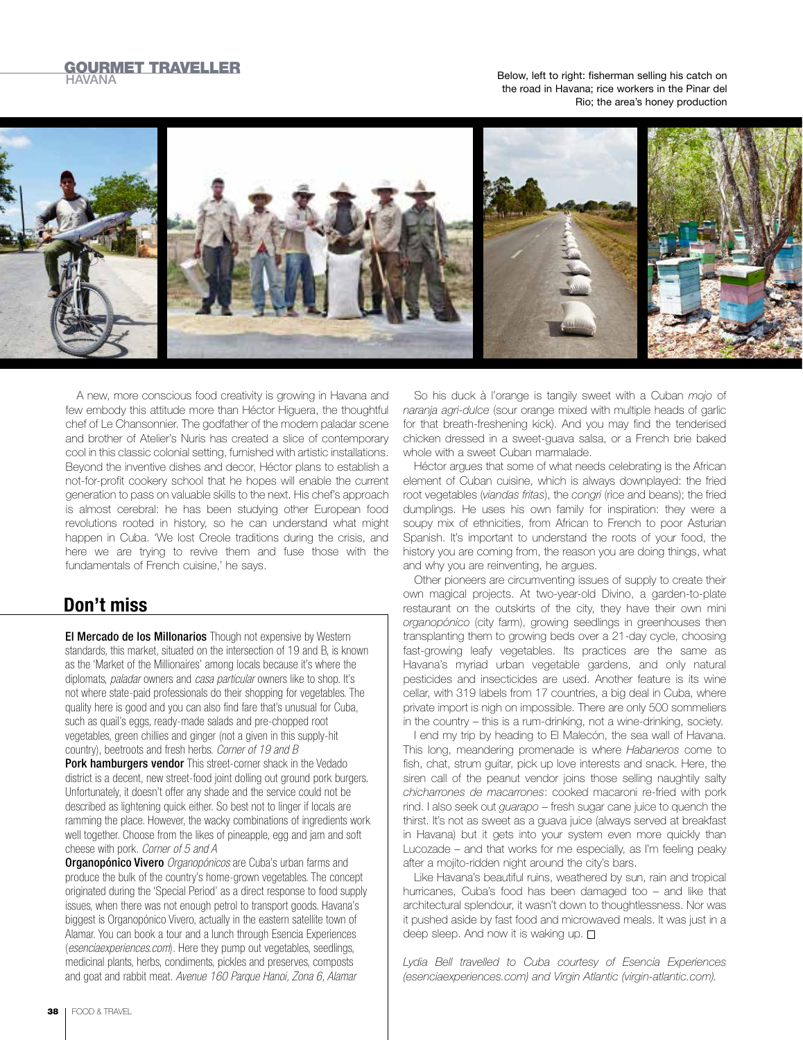Below, left to right: fisherman selling his catch on the road in Havana; rice workers in the Pinar del Rio; the area's honey production

A new, more conscious food creativity is growing in Havana and few embody this attitude more than Héctor Higuera, the thoughtful chef of Le Chansonnier. The godfather of the modern paladar scene and brother of Atelier's Nuris has created a slice of contemporary cool in this classic colonial setting, furnished with artistic installations. Beyond the inventive dishes and decor, Héctor plans to establish a not-for-profit cookery school that he hopes will enable the current generation to pass on valuable skills to the next. His chef's approach is almost cerebral: he has been studying other European food revolutions rooted in history, so he can understand what might happen in Cuba. 'We lost Creole traditions during the crisis, and here we are trying to revive them and fuse those with the fundamentals of French cuisine,' he says.

So his duck à l'orange is tangily sweet with a Cuban *mojo* of *naranja agri-dulce* (sour orange mixed with multiple heads of garlic for that breath-freshening kick). And you may find the tenderised chicken dressed in a sweet-guava salsa, or a French brie baked whole with a sweet Cuban marmalade.

Héctor argues that some of what needs celebrating is the African element of Cuban cuisine, which is always downplayed: the fried root vegetables (*viandas fritas*), the *congri* (rice and beans); the fried dumplings. He uses his own family for inspiration: they were a soupy mix of ethnicities, from African to French to poor Asturian Spanish. It's important to understand the roots of your food, the history you are coming from, the reason you are doing things, what and why you are reinventing, he argues.

Other pioneers are circumventing issues of supply to create their own magical projects. At two-year-old Divino, a garden-to-plate restaurant on the outskirts of the city, they have their own mini *organopónico* (city farm), growing seedlings in greenhouses then transplanting them to growing beds over a 21-day cycle, choosing fast-growing leafy vegetables. Its practices are the same as Havana's myriad urban vegetable gardens, and only natural pesticides and insecticides are used. Another feature is its wine cellar, with 319 labels from 17 countries, a big deal in Cuba, where private import is nigh on impossible. There are only 500 sommeliers in the country – this is a rum-drinking, not a wine-drinking, society.

I end my trip by heading to El Malecón, the sea wall of Havana. This long, meandering promenade is where *Habaneros* come to fish, chat, strum guitar, pick up love interests and snack. Here, the siren call of the peanut vendor joins those selling naughtily salty *chicharrones de macarrones*: cooked macaroni re-fried with pork rind. I also seek out *guarapo* – fresh sugar cane juice to quench the thirst. It's not as sweet as a guava juice (always served at breakfast in Havana) but it gets into your system even more quickly than Lucozade – and that works for me especially, as I'm feeling peaky after a mojito-ridden night around the city's bars.

Like Havana's beautiful ruins, weathered by sun, rain and tropical hurricanes, Cuba's food has been damaged too – and like that architectural splendour, it wasn't down to thoughtlessness. Nor was it pushed aside by fast food and microwaved meals. It was just in a deep sleep. And now it is waking up. □

*Lydia Bell travelled to Cuba courtesy of Esencia Experiences (esenciaexperiences.com) and Virgin Atlantic (virgin-atlantic.com).*

## Don't miss

**El Mercado de los Millonarios** Though not expensive by Western standards, this market, situated on the intersection of 19 and B, is known as the 'Market of the Millionaires' among locals because it's where the diplomats, *paladar* owners and *casa particular* owners like to shop. It's not where state-paid professionals do their shopping for vegetables. The quality here is good and you can also find fare that's unusual for Cuba, such as quail's eggs, ready-made salads and pre-chopped root vegetables, green chillies and ginger (not a given in this supply-hit country), beetroots and fresh herbs. *Corner of 19 and B*

**Pork hamburgers vendor** This street-corner shack in the Vedado district is a decent, new street-food joint dolling out ground pork burgers. Unfortunately, it doesn't offer any shade and the service could not be described as lightening quick either. So best not to linger if locals are ramming the place. However, the wacky combinations of ingredients work well together. Choose from the likes of pineapple, egg and jam and soft cheese with pork. *Corner of 5 and A*

**Organopónico Vivero** *Organopónicos* are Cuba's urban farms and produce the bulk of the country's home-grown vegetables. The concept originated during the 'Special Period' as a direct response to food supply issues, when there was not enough petrol to transport goods. Havana's biggest is Organopónico Vivero, actually in the eastern satellite town of Alamar. You can book a tour and a lunch through Esencia Experiences (*esenciaexperiences.com*). Here they pump out vegetables, seedlings, medicinal plants, herbs, condiments, pickles and preserves, composts and goat and rabbit meat. *Avenue 160 Parque Hanoi, Zona 6, Alamar*